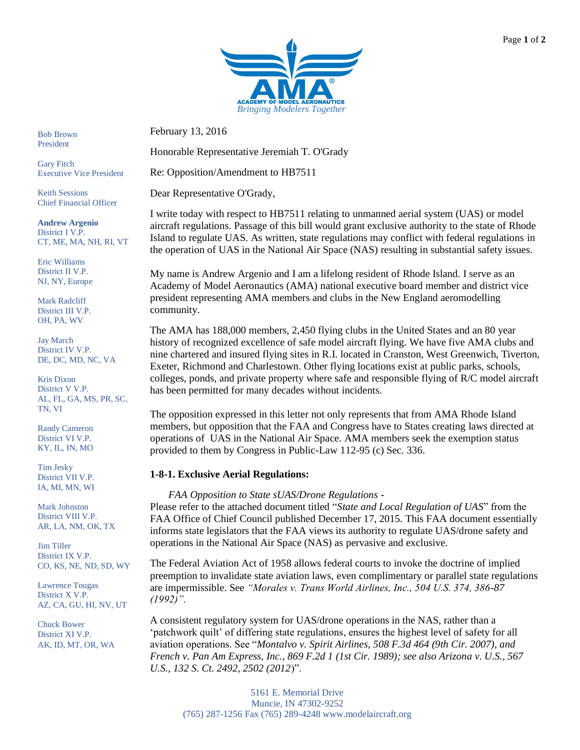**AMA**
ACADEMY OF MODEL AERONAUTICS
*Bringing Modelers Together*

Bob Brown
President

Gary Fitch
Executive Vice President

Keith Sessions
Chief Financial Officer

**Andrew Argenio**
District I V.P.
CT, ME, MA, NH, RI, VT

Eric Williams
District II V.P.
NJ, NY, Europe

Mark Radcliff
District III V.P.
OH, PA, WV

Jay March
District IV V.P.
DE, DC, MD, NC, VA

Kris Dixon
District V V.P.
AL, FL, GA, MS, PR, SC, TN, VI

Randy Cameron
District VI V.P.
KY, IL, IN, MO

Tim Jesky
District VII V.P.
IA, MI, MN, WI

Mark Johnston
District VIII V.P.
AR, LA, NM, OK, TX

Jim Tiller
District IX V.P.
CO, KS, NE, ND, SD, WY

Lawrence Tougas
District X V.P.
AZ, CA, GU, HI, NV, UT

Chuck Bower
District XI V.P.
AK, ID, MT, OR, WA

February 13, 2016

Honorable Representative Jeremiah T. O'Grady

Re: Opposition/Amendment to HB7511

Dear Representative O'Grady,

I write today with respect to HB7511 relating to unmanned aerial system (UAS) or model aircraft regulations. Passage of this bill would grant exclusive authority to the state of Rhode Island to regulate UAS. As written, state regulations may conflict with federal regulations in the operation of UAS in the National Air Space (NAS) resulting in substantial safety issues.

My name is Andrew Argenio and I am a lifelong resident of Rhode Island. I serve as an Academy of Model Aeronautics (AMA) national executive board member and district vice president representing AMA members and clubs in the New England aeromodelling community.

The AMA has 188,000 members, 2,450 flying clubs in the United States and an 80 year history of recognized excellence of safe model aircraft flying. We have five AMA clubs and nine chartered and insured flying sites in R.I. located in Cranston, West Greenwich, Tiverton, Exeter, Richmond and Charlestown. Other flying locations exist at public parks, schools, colleges, ponds, and private property where safe and responsible flying of R/C model aircraft has been permitted for many decades without incidents.

The opposition expressed in this letter not only represents that from AMA Rhode Island members, but opposition that the FAA and Congress have to States creating laws directed at operations of UAS in the National Air Space. AMA members seek the exemption status provided to them by Congress in Public-Law 112-95 (c) Sec. 336.

**1-8-1. Exclusive Aerial Regulations:**

*FAA Opposition to State sUAS/Drone Regulations -*
Please refer to the attached document titled "*State and Local Regulation of UAS*" from the FAA Office of Chief Council published December 17, 2015. This FAA document essentially informs state legislators that the FAA views its authority to regulate UAS/drone safety and operations in the National Air Space (NAS) as pervasive and exclusive.

The Federal Aviation Act of 1958 allows federal courts to invoke the doctrine of implied preemption to invalidate state aviation laws, even complimentary or parallel state regulations are impermissible. See *"Morales v. Trans World Airlines, Inc., 504 U.S. 374, 386-87 (1992)".*

A consistent regulatory system for UAS/drone operations in the NAS, rather than a 'patchwork quilt' of differing state regulations, ensures the highest level of safety for all aviation operations. See "*Montalvo v. Spirit Airlines, 508 F.3d 464 (9th Cir. 2007), and French v. Pan Am Express, Inc., 869 F.2d 1 (1st Cir. 1989); see also Arizona v. U.S., 567 U.S., 132 S. Ct. 2492, 2502 (2012)*".

5161 E. Memorial Drive
Muncie, IN 47302-9252
(765) 287-1256 Fax (765) 289-4248 www.modelaircraft.org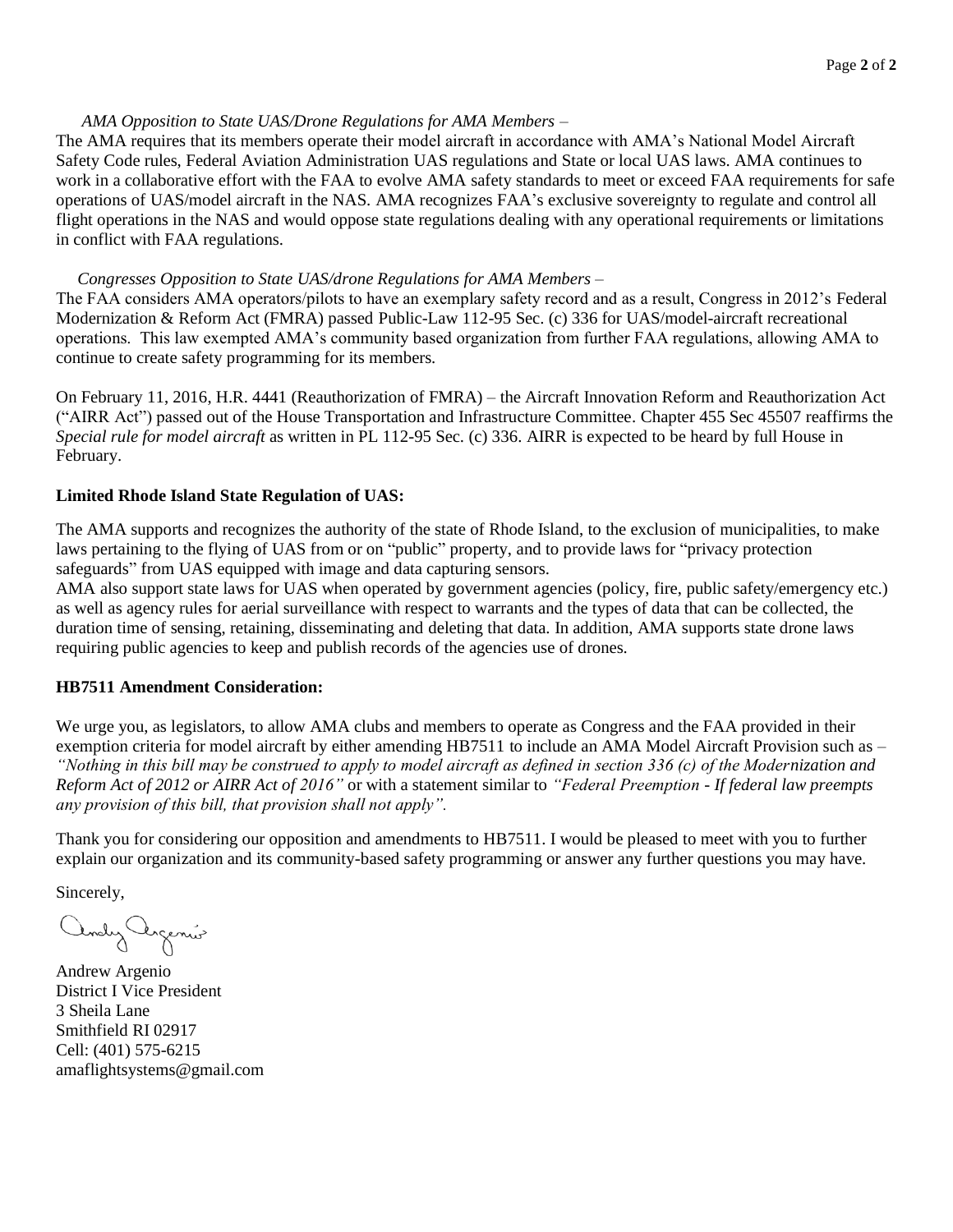*AMA Opposition to State UAS/Drone Regulations for AMA Members* –

The AMA requires that its members operate their model aircraft in accordance with AMA's National Model Aircraft Safety Code rules, Federal Aviation Administration UAS regulations and State or local UAS laws. AMA continues to work in a collaborative effort with the FAA to evolve AMA safety standards to meet or exceed FAA requirements for safe operations of UAS/model aircraft in the NAS. AMA recognizes FAA's exclusive sovereignty to regulate and control all flight operations in the NAS and would oppose state regulations dealing with any operational requirements or limitations in conflict with FAA regulations.

*Congresses Opposition to State UAS/drone Regulations for AMA Members* –

The FAA considers AMA operators/pilots to have an exemplary safety record and as a result, Congress in 2012's Federal Modernization & Reform Act (FMRA) passed Public-Law 112-95 Sec. (c) 336 for UAS/model-aircraft recreational operations. This law exempted AMA's community based organization from further FAA regulations, allowing AMA to continue to create safety programming for its members.

On February 11, 2016, H.R. 4441 (Reauthorization of FMRA) – the Aircraft Innovation Reform and Reauthorization Act ("AIRR Act") passed out of the House Transportation and Infrastructure Committee. Chapter 455 Sec 45507 reaffirms the *Special rule for model aircraft* as written in PL 112-95 Sec. (c) 336. AIRR is expected to be heard by full House in February.

**Limited Rhode Island State Regulation of UAS:**

The AMA supports and recognizes the authority of the state of Rhode Island, to the exclusion of municipalities, to make laws pertaining to the flying of UAS from or on "public" property, and to provide laws for "privacy protection safeguards" from UAS equipped with image and data capturing sensors.

AMA also support state laws for UAS when operated by government agencies (policy, fire, public safety/emergency etc.) as well as agency rules for aerial surveillance with respect to warrants and the types of data that can be collected, the duration time of sensing, retaining, disseminating and deleting that data. In addition, AMA supports state drone laws requiring public agencies to keep and publish records of the agencies use of drones.

**HB7511 Amendment Consideration:**

We urge you, as legislators, to allow AMA clubs and members to operate as Congress and the FAA provided in their exemption criteria for model aircraft by either amending HB7511 to include an AMA Model Aircraft Provision such as – *"Nothing in this bill may be construed to apply to model aircraft as defined in section 336 (c) of the Modernization and Reform Act of 2012 or AIRR Act of 2016"* or with a statement similar to *"Federal Preemption - If federal law preempts any provision of this bill, that provision shall not apply".*

Thank you for considering our opposition and amendments to HB7511. I would be pleased to meet with you to further explain our organization and its community-based safety programming or answer any further questions you may have.

Sincerely,

Andrew Argenio
District I Vice President
3 Sheila Lane
Smithfield RI 02917
Cell: (401) 575-6215
amaflightsystems@gmail.com